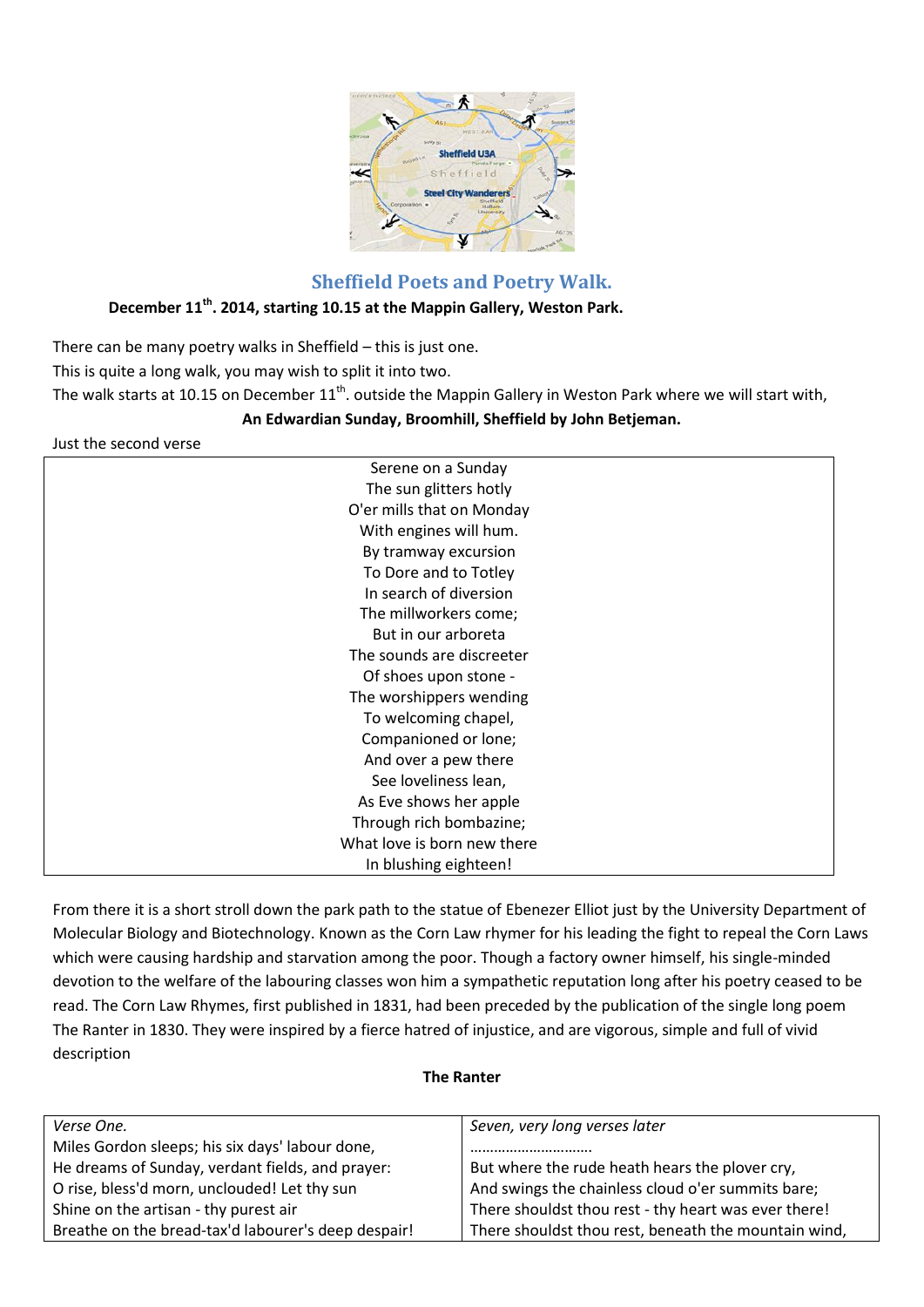# Sheffield Poets and Poetry Walk.

**December 11th. 2014, starting 10.15 at the Mappin Gallery, Weston Park.**

There can be many poetry walks in Sheffield – this is just one.

This is quite a long walk, you may wish to split it into two.

The walk starts at 10.15 on December 11th. outside the Mappin Gallery in Weston Park where we will start with,

**An Edwardian Sunday, Broomhill, Sheffield by John Betjeman.**

Just the second verse

| Serene on a Sunday<br>The sun glitters hotly<br>O'er mills that on Monday<br>With engines will hum.<br>By tramway excursion<br>To Dore and to Totley<br>In search of diversion<br>The millworkers come;<br>But in our arboreta<br>The sounds are discreeter<br>Of shoes upon stone -<br>The worshippers wending<br>To welcoming chapel,<br>Companioned or lone;<br>And over a pew there<br>See loveliness lean,<br>As Eve shows her apple<br>Through rich bombazine;<br>What love is born new there<br>In blushing eighteen! |
|---|

From there it is a short stroll down the park path to the statue of Ebenezer Elliot just by the University Department of Molecular Biology and Biotechnology. Known as the Corn Law rhymer for his leading the fight to repeal the Corn Laws which were causing hardship and starvation among the poor. Though a factory owner himself, his single-minded devotion to the welfare of the labouring classes won him a sympathetic reputation long after his poetry ceased to be read. The Corn Law Rhymes, first published in 1831, had been preceded by the publication of the single long poem The Ranter in 1830. They were inspired by a fierce hatred of injustice, and are vigorous, simple and full of vivid description

**The Ranter**

| *Verse One.*<br>Miles Gordon sleeps; his six days' labour done,<br>He dreams of Sunday, verdant fields, and prayer:<br>O rise, bless'd morn, unclouded! Let thy sun<br>Shine on the artisan - thy purest air<br>Breathe on the bread-tax'd labourer's deep despair! | *Seven, very long verses later*<br>…………………………<br>But where the rude heath hears the plover cry,<br>And swings the chainless cloud o'er summits bare;<br>There shouldst thou rest - thy heart was ever there!<br>There shouldst thou rest, beneath the mountain wind, |
|---|---|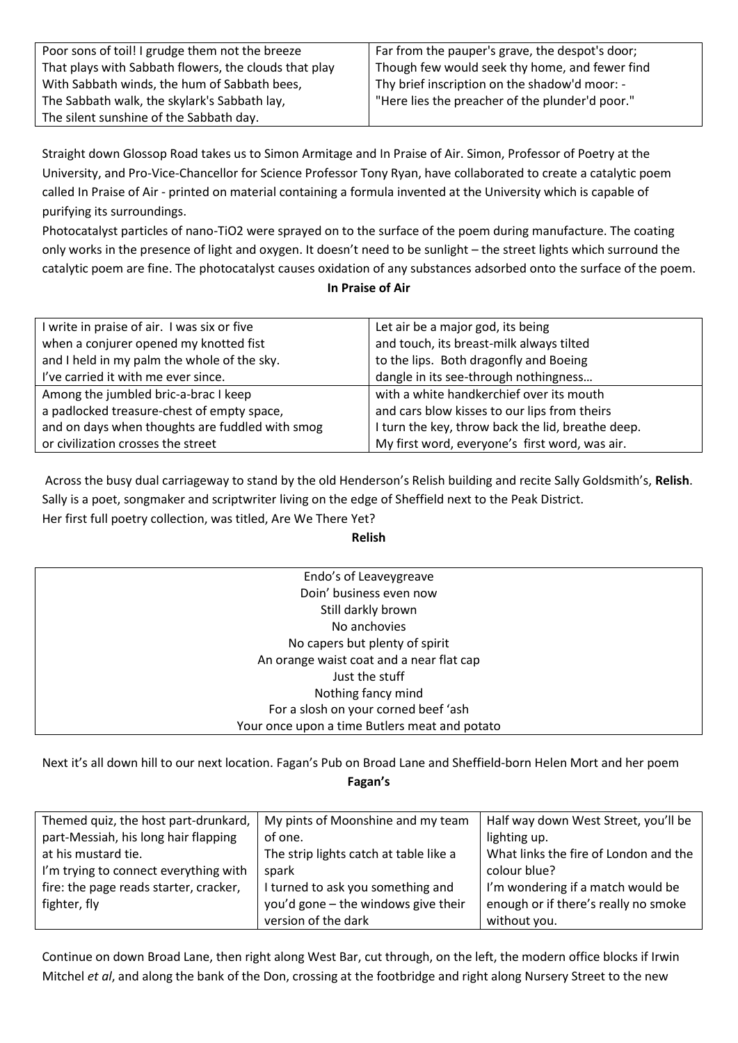| Poor sons of toil! I grudge them not the breeze<br>That plays with Sabbath flowers, the clouds that play<br>With Sabbath winds, the hum of Sabbath bees,<br>The Sabbath walk, the skylark's Sabbath lay,<br>The silent sunshine of the Sabbath day. | Far from the pauper's grave, the despot's door;<br>Though few would seek thy home, and fewer find<br>Thy brief inscription on the shadow'd moor: -<br>"Here lies the preacher of the plunder'd poor." |
|---|---|

Straight down Glossop Road takes us to Simon Armitage and In Praise of Air. Simon, Professor of Poetry at the University, and Pro-Vice-Chancellor for Science Professor Tony Ryan, have collaborated to create a catalytic poem called In Praise of Air - printed on material containing a formula invented at the University which is capable of purifying its surroundings.

Photocatalyst particles of nano-$TiO_2$ were sprayed on to the surface of the poem during manufacture. The coating only works in the presence of light and oxygen. It doesn't need to be sunlight – the street lights which surround the catalytic poem are fine. The photocatalyst causes oxidation of any substances adsorbed onto the surface of the poem.

**In Praise of Air**

| I write in praise of air. I was six or five<br>when a conjurer opened my knotted fist<br>and I held in my palm the whole of the sky.<br>I've carried it with me ever since. | Let air be a major god, its being<br>and touch, its breast-milk always tilted<br>to the lips. Both dragonfly and Boeing<br>dangle in its see-through nothingness… |
|---|---|
| Among the jumbled bric-a-brac I keep<br>a padlocked treasure-chest of empty space,<br>and on days when thoughts are fuddled with smog<br>or civilization crosses the street | with a white handkerchief over its mouth<br>and cars blow kisses to our lips from theirs<br>I turn the key, throw back the lid, breathe deep.<br>My first word, everyone's first word, was air. |

Across the busy dual carriageway to stand by the old Henderson's Relish building and recite Sally Goldsmith's, **Relish**. Sally is a poet, songmaker and scriptwriter living on the edge of Sheffield next to the Peak District.
Her first full poetry collection, was titled, Are We There Yet?

**Relish**

| Endo's of Leaveygreave<br>Doin' business even now<br>Still darkly brown<br>No anchovies<br>No capers but plenty of spirit<br>An orange waist coat and a near flat cap<br>Just the stuff<br>Nothing fancy mind<br>For a slosh on your corned beef 'ash<br>Your once upon a time Butlers meat and potato |
|---|

Next it's all down hill to our next location. Fagan's Pub on Broad Lane and Sheffield-born Helen Mort and her poem

**Fagan's**

| Themed quiz, the host part-drunkard,<br>part-Messiah, his long hair flapping<br>at his mustard tie.<br>I'm trying to connect everything with<br>fire: the page reads starter, cracker,<br>fighter, fly | My pints of Moonshine and my team<br>of one.<br>The strip lights catch at table like a<br>spark<br>I turned to ask you something and<br>you'd gone – the windows give their<br>version of the dark | Half way down West Street, you'll be<br>lighting up.<br>What links the fire of London and the<br>colour blue?<br>I'm wondering if a match would be<br>enough or if there's really no smoke<br>without you. |
|---|---|---|

Continue on down Broad Lane, then right along West Bar, cut through, on the left, the modern office blocks if Irwin Mitchel *et al*, and along the bank of the Don, crossing at the footbridge and right along Nursery Street to the new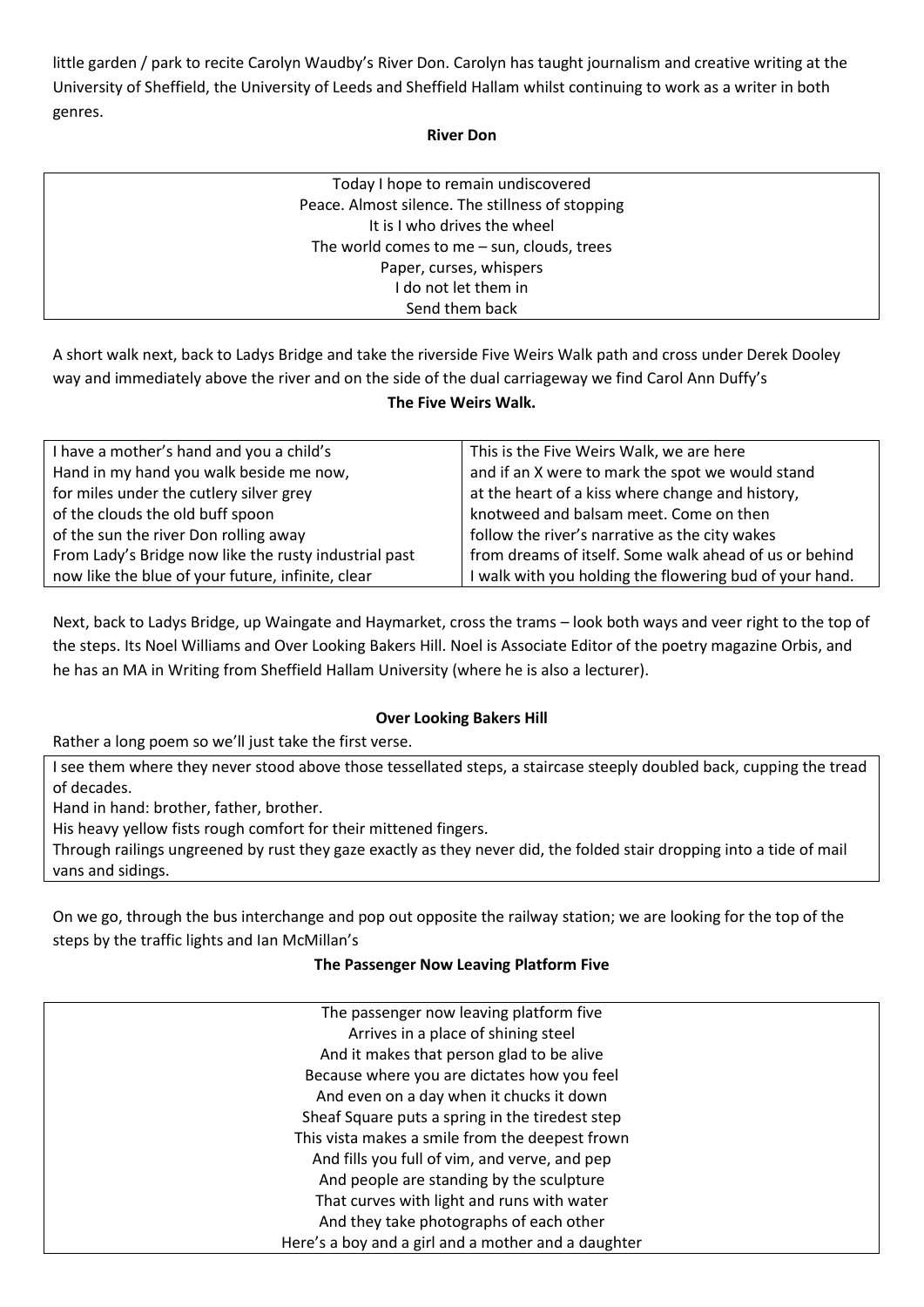little garden / park to recite Carolyn Waudby's River Don. Carolyn has taught journalism and creative writing at the University of Sheffield, the University of Leeds and Sheffield Hallam whilst continuing to work as a writer in both genres.

**River Don**

| Today I hope to remain undiscovered<br>Peace. Almost silence. The stillness of stopping<br>It is I who drives the wheel<br>The world comes to me – sun, clouds, trees<br>Paper, curses, whispers<br>I do not let them in<br>Send them back |
|---|

A short walk next, back to Ladys Bridge and take the riverside Five Weirs Walk path and cross under Derek Dooley way and immediately above the river and on the side of the dual carriageway we find Carol Ann Duffy's

**The Five Weirs Walk.**

| I have a mother's hand and you a child's<br>Hand in my hand you walk beside me now,<br>for miles under the cutlery silver grey<br>of the clouds the old buff spoon<br>of the sun the river Don rolling away<br>From Lady's Bridge now like the rusty industrial past<br>now like the blue of your future, infinite, clear | This is the Five Weirs Walk, we are here<br>and if an X were to mark the spot we would stand<br>at the heart of a kiss where change and history,<br>knotweed and balsam meet. Come on then<br>follow the river's narrative as the city wakes<br>from dreams of itself. Some walk ahead of us or behind<br>I walk with you holding the flowering bud of your hand. |
|---|---|

Next, back to Ladys Bridge, up Waingate and Haymarket, cross the trams – look both ways and veer right to the top of the steps. Its Noel Williams and Over Looking Bakers Hill. Noel is Associate Editor of the poetry magazine Orbis, and he has an MA in Writing from Sheffield Hallam University (where he is also a lecturer).

**Over Looking Bakers Hill**

Rather a long poem so we'll just take the first verse.

| I see them where they never stood above those tessellated steps, a staircase steeply doubled back, cupping the tread of decades.<br>Hand in hand: brother, father, brother.<br>His heavy yellow fists rough comfort for their mittened fingers.<br>Through railings ungreened by rust they gaze exactly as they never did, the folded stair dropping into a tide of mail vans and sidings. |
|---|

On we go, through the bus interchange and pop out opposite the railway station; we are looking for the top of the steps by the traffic lights and Ian McMillan's

**The Passenger Now Leaving Platform Five**

| The passenger now leaving platform five<br>Arrives in a place of shining steel<br>And it makes that person glad to be alive<br>Because where you are dictates how you feel<br>And even on a day when it chucks it down<br>Sheaf Square puts a spring in the tiredest step<br>This vista makes a smile from the deepest frown<br>And fills you full of vim, and verve, and pep<br>And people are standing by the sculpture<br>That curves with light and runs with water<br>And they take photographs of each other<br>Here's a boy and a girl and a mother and a daughter |
|---|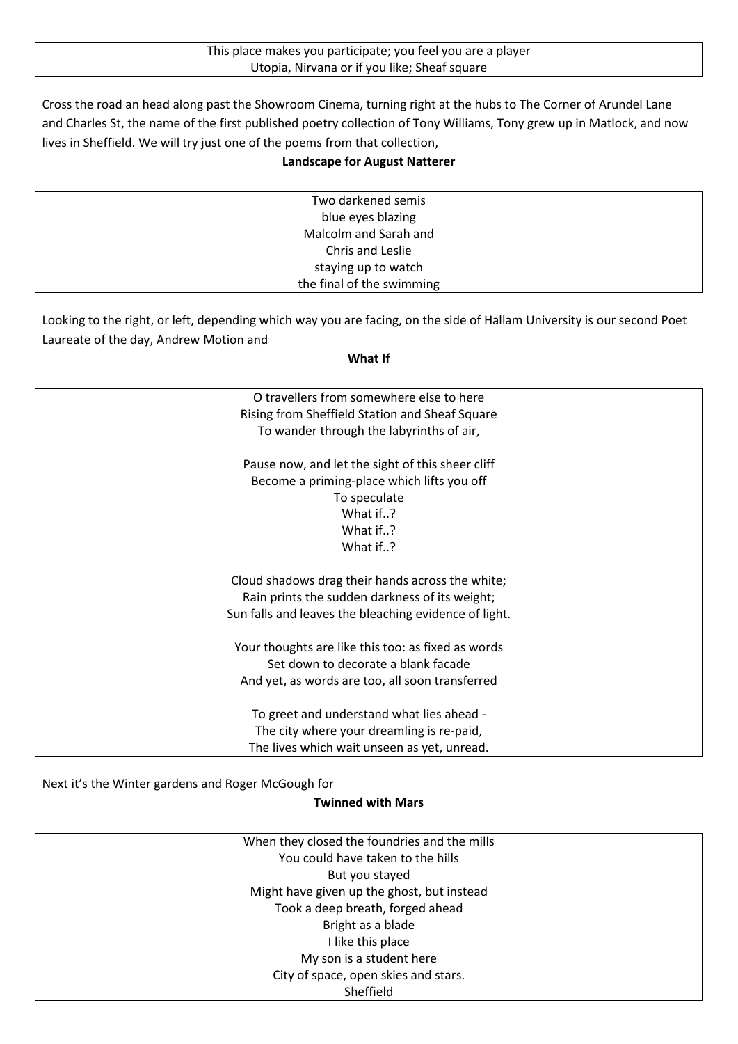This place makes you participate; you feel you are a player
Utopia, Nirvana or if you like; Sheaf square

Cross the road an head along past the Showroom Cinema, turning right at the hubs to The Corner of Arundel Lane and Charles St, the name of the first published poetry collection of Tony Williams, Tony grew up in Matlock, and now lives in Sheffield. We will try just one of the poems from that collection,

**Landscape for August Natterer**

Two darkened semis
blue eyes blazing
Malcolm and Sarah and
Chris and Leslie
staying up to watch
the final of the swimming

Looking to the right, or left, depending which way you are facing, on the side of Hallam University is our second Poet Laureate of the day, Andrew Motion and

**What If**

O travellers from somewhere else to here
Rising from Sheffield Station and Sheaf Square
To wander through the labyrinths of air,

Pause now, and let the sight of this sheer cliff
Become a priming-place which lifts you off
To speculate
What if..?
What if..?
What if..?

Cloud shadows drag their hands across the white;
Rain prints the sudden darkness of its weight;
Sun falls and leaves the bleaching evidence of light.

Your thoughts are like this too: as fixed as words
Set down to decorate a blank facade
And yet, as words are too, all soon transferred

To greet and understand what lies ahead -
The city where your dreamling is re-paid,
The lives which wait unseen as yet, unread.

Next it's the Winter gardens and Roger McGough for

**Twinned with Mars**

When they closed the foundries and the mills
You could have taken to the hills
But you stayed
Might have given up the ghost, but instead
Took a deep breath, forged ahead
Bright as a blade
I like this place
My son is a student here
City of space, open skies and stars.
Sheffield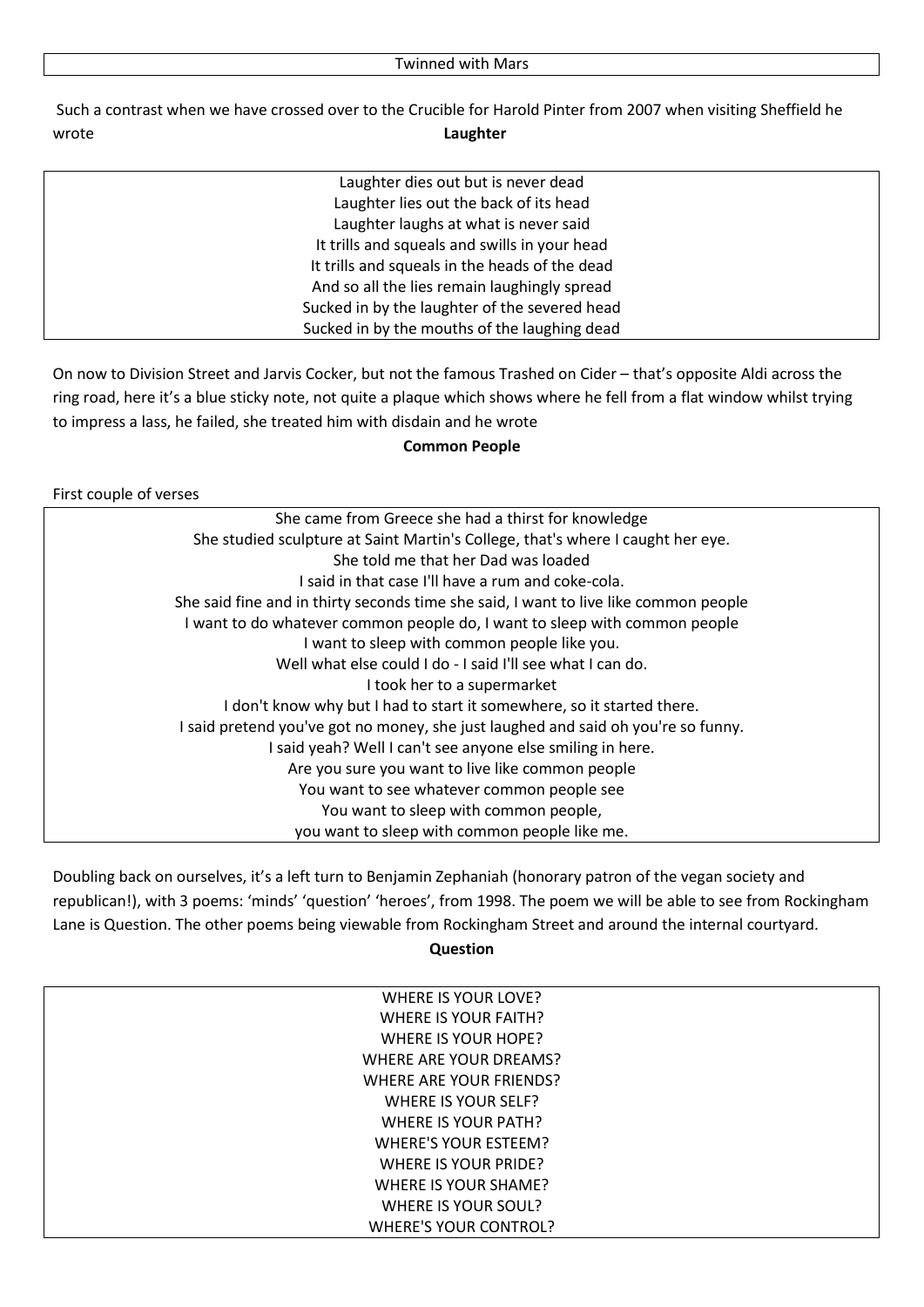Twinned with Mars

Such a contrast when we have crossed over to the Crucible for Harold Pinter from 2007 when visiting Sheffield he wrote **Laughter**

Laughter dies out but is never dead
Laughter lies out the back of its head
Laughter laughs at what is never said
It trills and squeals and swills in your head
It trills and squeals in the heads of the dead
And so all the lies remain laughingly spread
Sucked in by the laughter of the severed head
Sucked in by the mouths of the laughing dead

On now to Division Street and Jarvis Cocker, but not the famous Trashed on Cider – that's opposite Aldi across the ring road, here it's a blue sticky note, not quite a plaque which shows where he fell from a flat window whilst trying to impress a lass, he failed, she treated him with disdain and he wrote

**Common People**

First couple of verses

She came from Greece she had a thirst for knowledge
She studied sculpture at Saint Martin's College, that's where I caught her eye.
She told me that her Dad was loaded
I said in that case I'll have a rum and coke-cola.
She said fine and in thirty seconds time she said, I want to live like common people
I want to do whatever common people do, I want to sleep with common people
I want to sleep with common people like you.
Well what else could I do - I said I'll see what I can do.
I took her to a supermarket
I don't know why but I had to start it somewhere, so it started there.
I said pretend you've got no money, she just laughed and said oh you're so funny.
I said yeah? Well I can't see anyone else smiling in here.
Are you sure you want to live like common people
You want to see whatever common people see
You want to sleep with common people,
you want to sleep with common people like me.

Doubling back on ourselves, it's a left turn to Benjamin Zephaniah (honorary patron of the vegan society and republican!), with 3 poems: 'minds' 'question' 'heroes', from 1998. The poem we will be able to see from Rockingham Lane is Question. The other poems being viewable from Rockingham Street and around the internal courtyard.

**Question**

WHERE IS YOUR LOVE?
WHERE IS YOUR FAITH?
WHERE IS YOUR HOPE?
WHERE ARE YOUR DREAMS?
WHERE ARE YOUR FRIENDS?
WHERE IS YOUR SELF?
WHERE IS YOUR PATH?
WHERE'S YOUR ESTEEM?
WHERE IS YOUR PRIDE?
WHERE IS YOUR SHAME?
WHERE IS YOUR SOUL?
WHERE'S YOUR CONTROL?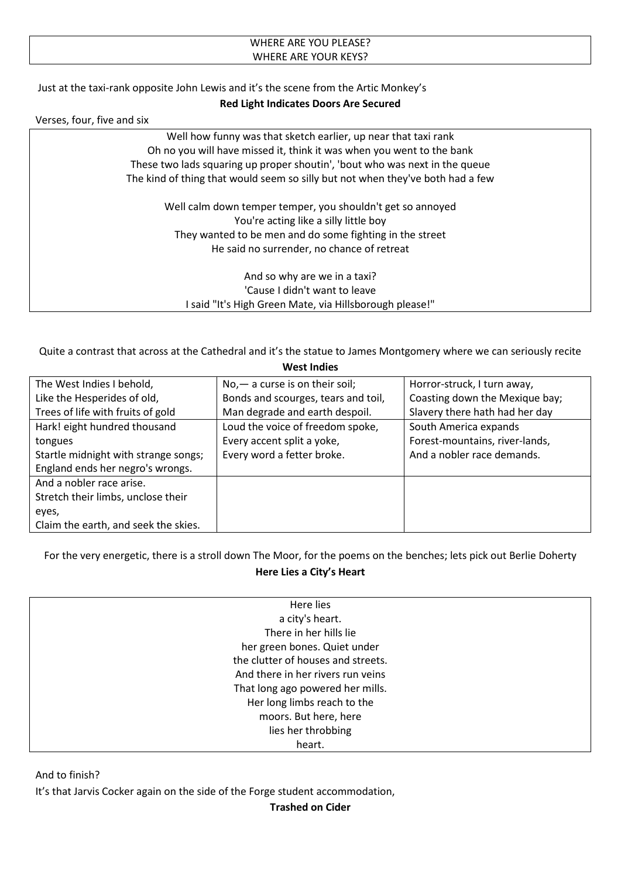| WHERE ARE YOU PLEASE? WHERE ARE YOUR KEYS? |
|---|

Just at the taxi-rank opposite John Lewis and it's the scene from the Artic Monkey's

**Red Light Indicates Doors Are Secured**

Verses, four, five and six

> Well how funny was that sketch earlier, up near that taxi rank
> Oh no you will have missed it, think it was when you went to the bank
> These two lads squaring up proper shoutin', 'bout who was next in the queue
> The kind of thing that would seem so silly but not when they've both had a few
>
> Well calm down temper temper, you shouldn't get so annoyed
> You're acting like a silly little boy
> They wanted to be men and do some fighting in the street
> He said no surrender, no chance of retreat
>
> And so why are we in a taxi?
> 'Cause I didn't want to leave
> I said "It's High Green Mate, via Hillsborough please!"

Quite a contrast that across at the Cathedral and it's the statue to James Montgomery where we can seriously recite

**West Indies**

| | | |
|---|---|---|
| The West Indies I behold,<br>Like the Hesperides of old,<br>Trees of life with fruits of gold | No,— a curse is on their soil;<br>Bonds and scourges, tears and toil,<br>Man degrade and earth despoil. | Horror-struck, I turn away,<br>Coasting down the Mexique bay;<br>Slavery there hath had her day |
| Hark! eight hundred thousand tongues<br>Startle midnight with strange songs;<br>England ends her negro's wrongs. | Loud the voice of freedom spoke,<br>Every accent split a yoke,<br>Every word a fetter broke. | South America expands<br>Forest-mountains, river-lands,<br>And a nobler race demands. |
| And a nobler race arise.<br>Stretch their limbs, unclose their eyes,<br>Claim the earth, and seek the skies. | | |

For the very energetic, there is a stroll down The Moor, for the poems on the benches; lets pick out Berlie Doherty

**Here Lies a City's Heart**

> Here lies
> a city's heart.
> There in her hills lie
> her green bones. Quiet under
> the clutter of houses and streets.
> And there in her rivers run veins
> That long ago powered her mills.
> Her long limbs reach to the
> moors. But here, here
> lies her throbbing
> heart.

And to finish?

It's that Jarvis Cocker again on the side of the Forge student accommodation,

**Trashed on Cider**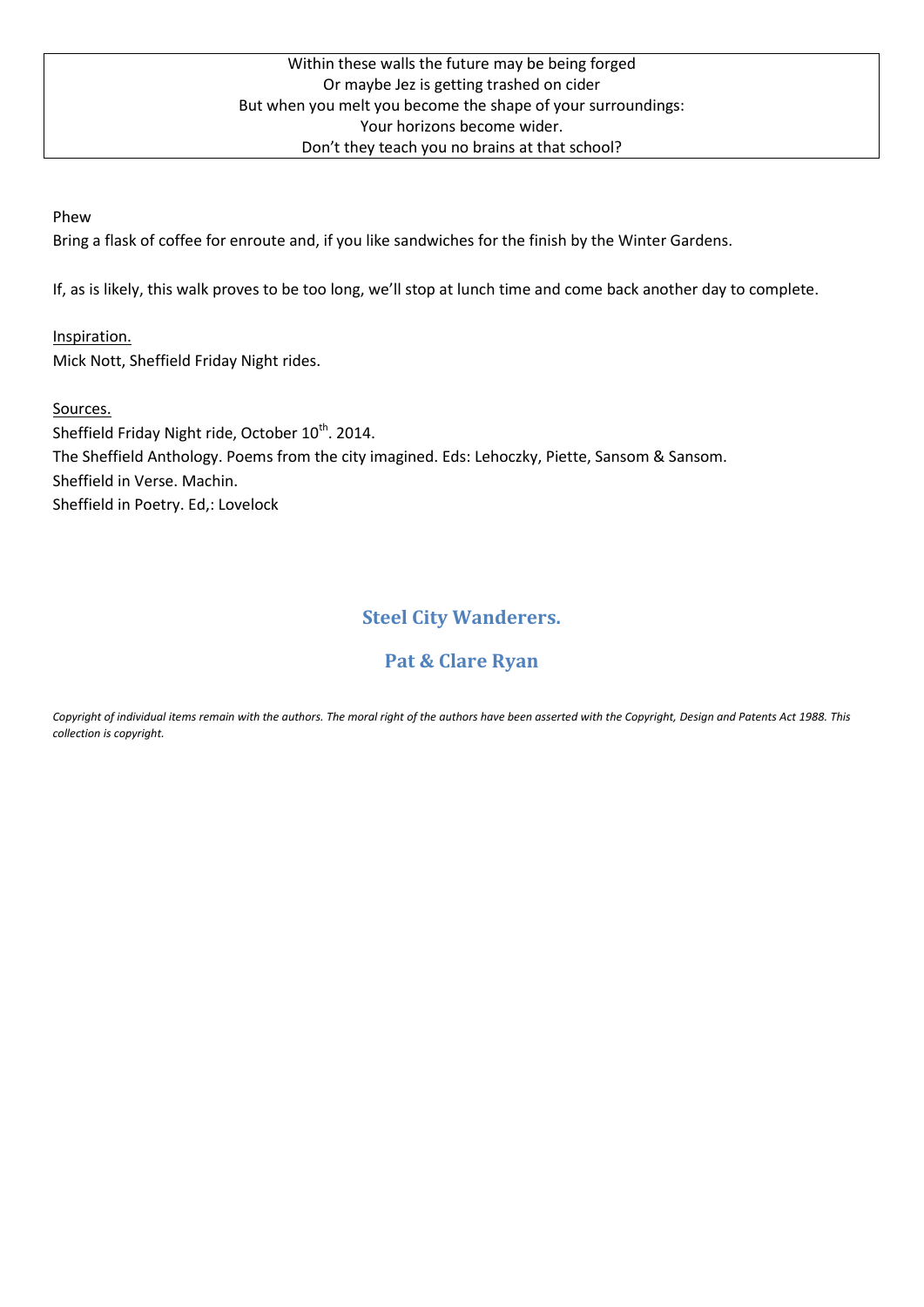Within these walls the future may be being forged  
Or maybe Jez is getting trashed on cider  
But when you melt you become the shape of your surroundings:  
Your horizons become wider.  
Don't they teach you no brains at that school?

Phew

Bring a flask of coffee for enroute and, if you like sandwiches for the finish by the Winter Gardens.

If, as is likely, this walk proves to be too long, we'll stop at lunch time and come back another day to complete.

Inspiration.

Mick Nott, Sheffield Friday Night rides.

Sources.

Sheffield Friday Night ride, October 10th. 2014.  
The Sheffield Anthology. Poems from the city imagined. Eds: Lehoczky, Piette, Sansom & Sansom.  
Sheffield in Verse. Machin.  
Sheffield in Poetry. Ed,: Lovelock

## Steel City Wanderers.

## Pat & Clare Ryan

*Copyright of individual items remain with the authors. The moral right of the authors have been asserted with the Copyright, Design and Patents Act 1988. This collection is copyright.*